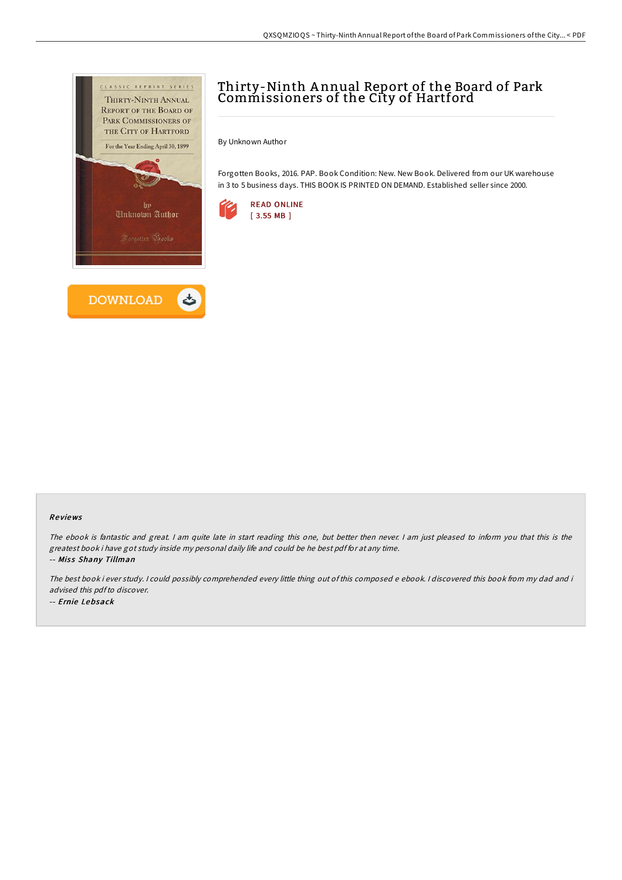# Thirty-Ninth Annual Report of the Board of Park Commissioners of the City of Hartford

By Unknown Author

Forgotten Books, 2016. PAP. Book Condition: New. New Book. Delivered from our UK warehouse in 3 to 5 business days. THIS BOOK IS PRINTED ON DEMAND. Established seller since 2000.

READ ONLINE
[ 3.55 MB ]

DOWNLOAD

### Reviews

*The ebook is fantastic and great. I am quite late in start reading this one, but better then never. I am just pleased to inform you that this is the greatest book i have got study inside my personal daily life and could be he best pdf for at any time.*

-- ***Miss Shany Tillman***

*The best book i ever study. I could possibly comprehended every little thing out of this composed e ebook. I discovered this book from my dad and i advised this pdf to discover.*

-- ***Ernie Lebsack***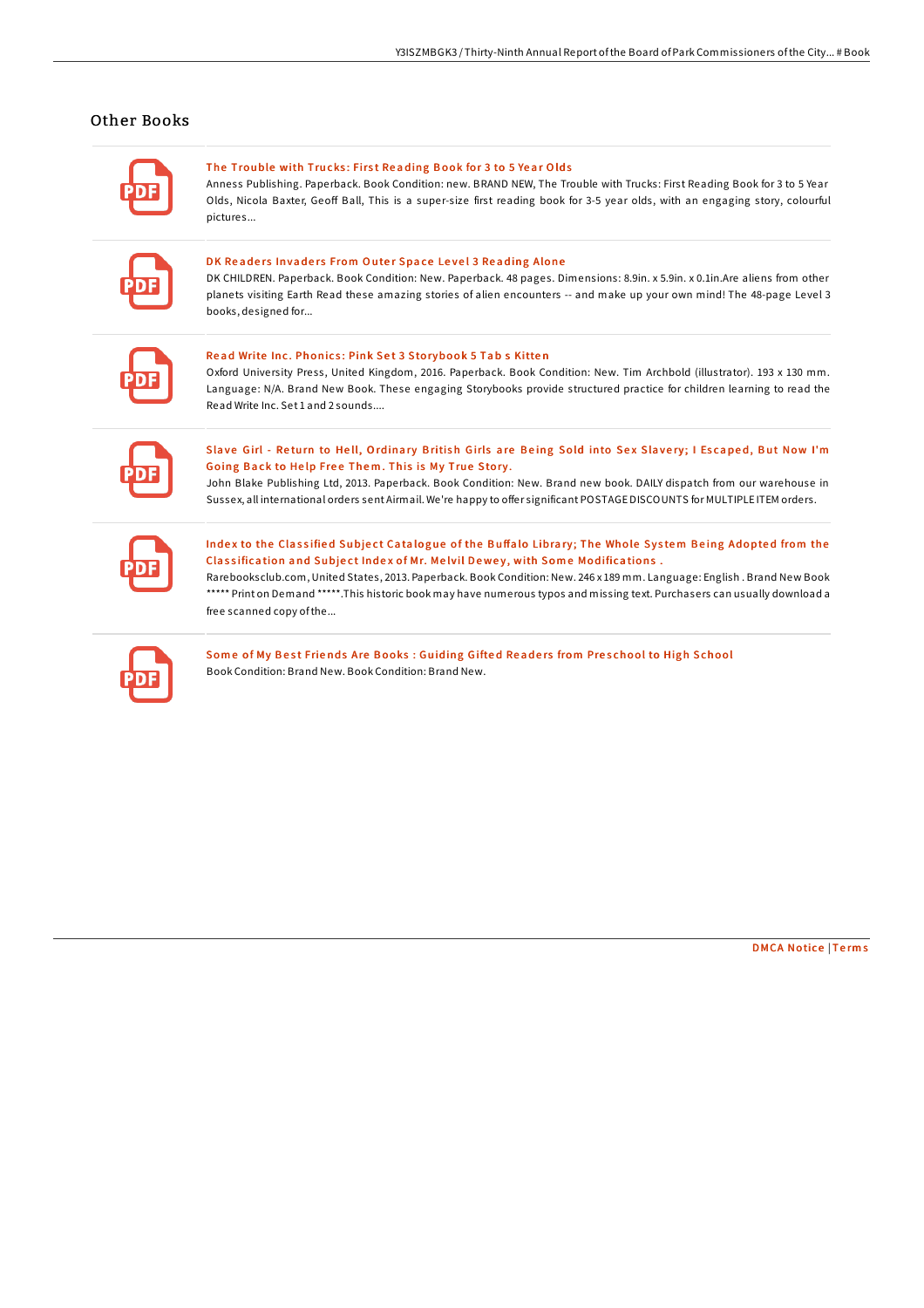## Other Books

### The Trouble with Trucks: First Reading Book for 3 to 5 Year Olds

Anness Publishing. Paperback. Book Condition: new. BRAND NEW, The Trouble with Trucks: First Reading Book for 3 to 5 Year Olds, Nicola Baxter, Geoff Ball, This is a super-size first reading book for 3-5 year olds, with an engaging story, colourful pictures...

### DK Readers Invaders From Outer Space Level 3 Reading Alone

DK CHILDREN. Paperback. Book Condition: New. Paperback. 48 pages. Dimensions: 8.9in. x 5.9in. x 0.1in.Are aliens from other planets visiting Earth Read these amazing stories of alien encounters -- and make up your own mind! The 48-page Level 3 books, designed for...

### Read Write Inc. Phonics: Pink Set 3 Storybook 5 Tab s Kitten

Oxford University Press, United Kingdom, 2016. Paperback. Book Condition: New. Tim Archbold (illustrator). 193 x 130 mm. Language: N/A. Brand New Book. These engaging Storybooks provide structured practice for children learning to read the Read Write Inc. Set 1 and 2 sounds....

### Slave Girl - Return to Hell, Ordinary British Girls are Being Sold into Sex Slavery; I Escaped, But Now I'm Going Back to Help Free Them. This is My True Story.

John Blake Publishing Ltd, 2013. Paperback. Book Condition: New. Brand new book. DAILY dispatch from our warehouse in Sussex, all international orders sent Airmail. We're happy to offer significant POSTAGE DISCOUNTS for MULTIPLE ITEM orders.

### Index to the Classified Subject Catalogue of the Buffalo Library; The Whole System Being Adopted from the Classification and Subject Index of Mr. Melvil Dewey, with Some Modifications .

Rarebooksclub.com, United States, 2013. Paperback. Book Condition: New. 246 x 189 mm. Language: English . Brand New Book ***** Print on Demand *****.This historic book may have numerous typos and missing text. Purchasers can usually download a free scanned copy of the...

### Some of My Best Friends Are Books : Guiding Gifted Readers from Preschool to High School

Book Condition: Brand New. Book Condition: Brand New.